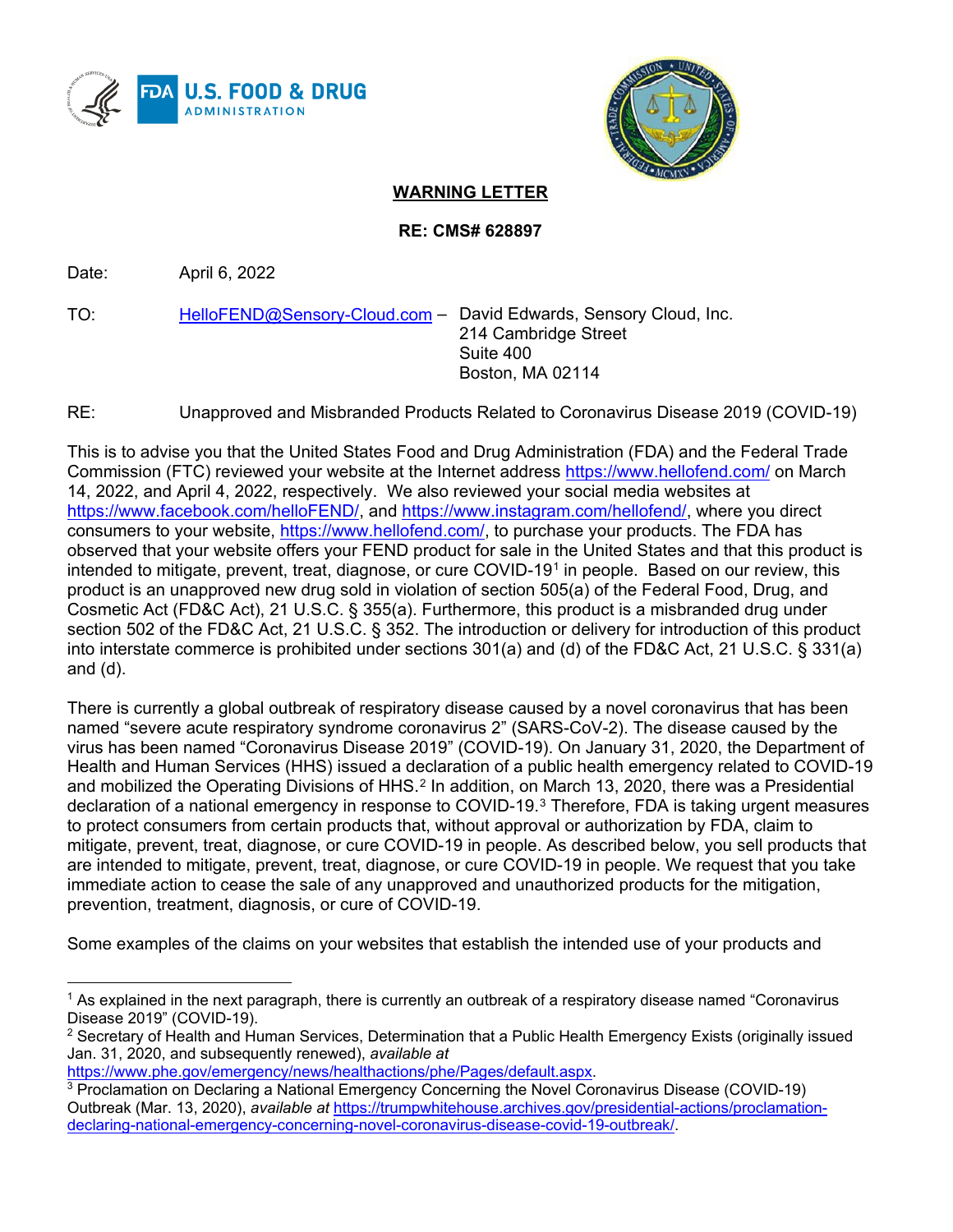**WARNING LETTER**

**RE: CMS# 628897**

Date: April 6, 2022

TO: HelloFEND@Sensory-Cloud.com – David Edwards, Sensory Cloud, Inc.
214 Cambridge Street
Suite 400
Boston, MA 02114

RE: Unapproved and Misbranded Products Related to Coronavirus Disease 2019 (COVID-19)

This is to advise you that the United States Food and Drug Administration (FDA) and the Federal Trade Commission (FTC) reviewed your website at the Internet address https://www.hellofend.com/ on March 14, 2022, and April 4, 2022, respectively. We also reviewed your social media websites at https://www.facebook.com/helloFEND/, and https://www.instagram.com/hellofend/, where you direct consumers to your website, https://www.hellofend.com/, to purchase your products. The FDA has observed that your website offers your FEND product for sale in the United States and that this product is intended to mitigate, prevent, treat, diagnose, or cure COVID-19[1] in people. Based on our review, this product is an unapproved new drug sold in violation of section 505(a) of the Federal Food, Drug, and Cosmetic Act (FD&C Act), 21 U.S.C. § 355(a). Furthermore, this product is a misbranded drug under section 502 of the FD&C Act, 21 U.S.C. § 352. The introduction or delivery for introduction of this product into interstate commerce is prohibited under sections 301(a) and (d) of the FD&C Act, 21 U.S.C. § 331(a) and (d).

There is currently a global outbreak of respiratory disease caused by a novel coronavirus that has been named "severe acute respiratory syndrome coronavirus 2" (SARS-CoV-2). The disease caused by the virus has been named "Coronavirus Disease 2019" (COVID-19). On January 31, 2020, the Department of Health and Human Services (HHS) issued a declaration of a public health emergency related to COVID-19 and mobilized the Operating Divisions of HHS.[2] In addition, on March 13, 2020, there was a Presidential declaration of a national emergency in response to COVID-19.[3] Therefore, FDA is taking urgent measures to protect consumers from certain products that, without approval or authorization by FDA, claim to mitigate, prevent, treat, diagnose, or cure COVID-19 in people. As described below, you sell products that are intended to mitigate, prevent, treat, diagnose, or cure COVID-19 in people. We request that you take immediate action to cease the sale of any unapproved and unauthorized products for the mitigation, prevention, treatment, diagnosis, or cure of COVID-19.

Some examples of the claims on your websites that establish the intended use of your products and

---

[1] As explained in the next paragraph, there is currently an outbreak of a respiratory disease named "Coronavirus Disease 2019" (COVID-19).

[2] Secretary of Health and Human Services, Determination that a Public Health Emergency Exists (originally issued Jan. 31, 2020, and subsequently renewed), *available at* https://www.phe.gov/emergency/news/healthactions/phe/Pages/default.aspx.

[3] Proclamation on Declaring a National Emergency Concerning the Novel Coronavirus Disease (COVID-19) Outbreak (Mar. 13, 2020), *available at* https://trumpwhitehouse.archives.gov/presidential-actions/proclamation-declaring-national-emergency-concerning-novel-coronavirus-disease-covid-19-outbreak/.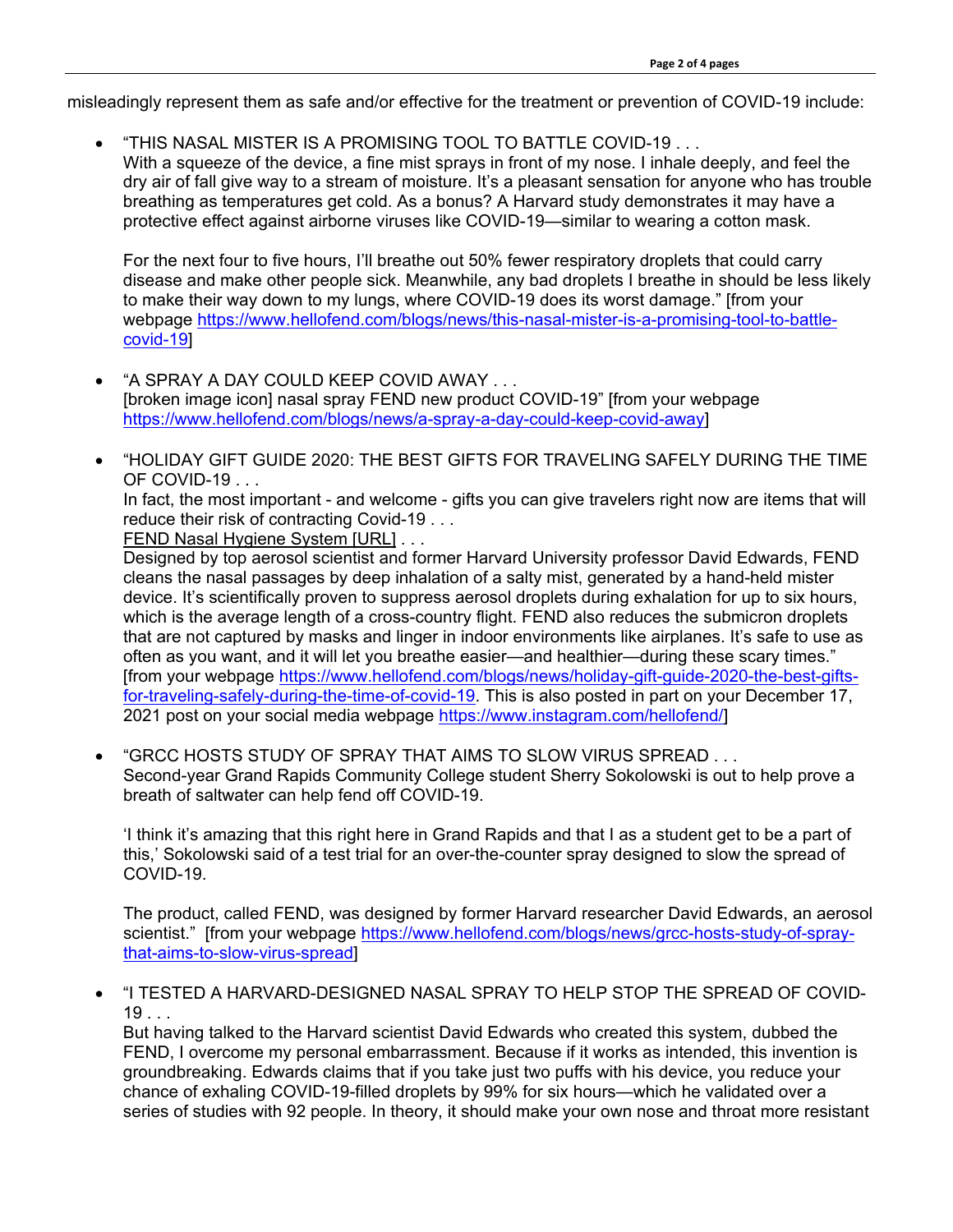misleadingly represent them as safe and/or effective for the treatment or prevention of COVID-19 include:

- "THIS NASAL MISTER IS A PROMISING TOOL TO BATTLE COVID-19 . . .
  With a squeeze of the device, a fine mist sprays in front of my nose. I inhale deeply, and feel the dry air of fall give way to a stream of moisture. It's a pleasant sensation for anyone who has trouble breathing as temperatures get cold. As a bonus? A Harvard study demonstrates it may have a protective effect against airborne viruses like COVID-19—similar to wearing a cotton mask.

  For the next four to five hours, I'll breathe out 50% fewer respiratory droplets that could carry disease and make other people sick. Meanwhile, any bad droplets I breathe in should be less likely to make their way down to my lungs, where COVID-19 does its worst damage." [from your webpage https://www.hellofend.com/blogs/news/this-nasal-mister-is-a-promising-tool-to-battle-covid-19]

- "A SPRAY A DAY COULD KEEP COVID AWAY . . .
  [broken image icon] nasal spray FEND new product COVID-19" [from your webpage https://www.hellofend.com/blogs/news/a-spray-a-day-could-keep-covid-away]

- "HOLIDAY GIFT GUIDE 2020: THE BEST GIFTS FOR TRAVELING SAFELY DURING THE TIME OF COVID-19 . . .
  In fact, the most important - and welcome - gifts you can give travelers right now are items that will reduce their risk of contracting Covid-19 . . .
  FEND Nasal Hygiene System [URL] . . .
  Designed by top aerosol scientist and former Harvard University professor David Edwards, FEND cleans the nasal passages by deep inhalation of a salty mist, generated by a hand-held mister device. It's scientifically proven to suppress aerosol droplets during exhalation for up to six hours, which is the average length of a cross-country flight. FEND also reduces the submicron droplets that are not captured by masks and linger in indoor environments like airplanes. It's safe to use as often as you want, and it will let you breathe easier—and healthier—during these scary times." [from your webpage https://www.hellofend.com/blogs/news/holiday-gift-guide-2020-the-best-gifts-for-traveling-safely-during-the-time-of-covid-19. This is also posted in part on your December 17, 2021 post on your social media webpage https://www.instagram.com/hellofend/]

- "GRCC HOSTS STUDY OF SPRAY THAT AIMS TO SLOW VIRUS SPREAD . . .
  Second-year Grand Rapids Community College student Sherry Sokolowski is out to help prove a breath of saltwater can help fend off COVID-19.

  'I think it's amazing that this right here in Grand Rapids and that I as a student get to be a part of this,' Sokolowski said of a test trial for an over-the-counter spray designed to slow the spread of COVID-19.

  The product, called FEND, was designed by former Harvard researcher David Edwards, an aerosol scientist." [from your webpage https://www.hellofend.com/blogs/news/grcc-hosts-study-of-spray-that-aims-to-slow-virus-spread]

- "I TESTED A HARVARD-DESIGNED NASAL SPRAY TO HELP STOP THE SPREAD OF COVID-19 . . .
  But having talked to the Harvard scientist David Edwards who created this system, dubbed the FEND, I overcome my personal embarrassment. Because if it works as intended, this invention is groundbreaking. Edwards claims that if you take just two puffs with his device, you reduce your chance of exhaling COVID-19-filled droplets by 99% for six hours—which he validated over a series of studies with 92 people. In theory, it should make your own nose and throat more resistant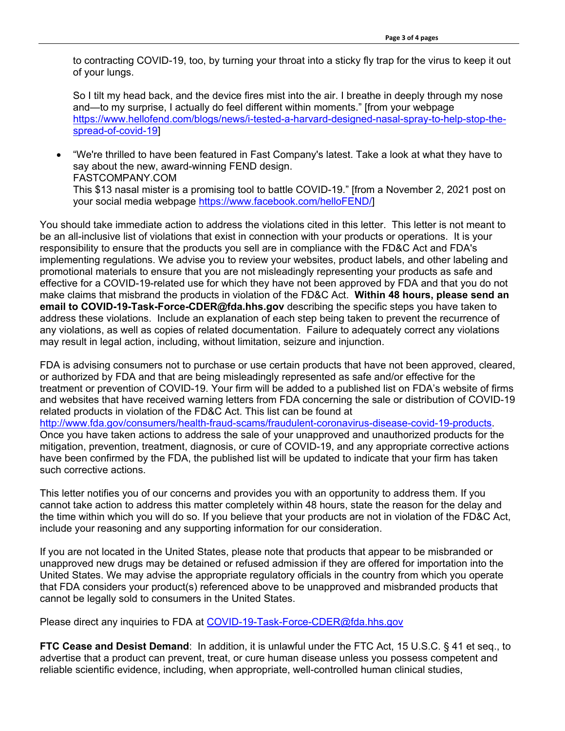to contracting COVID-19, too, by turning your throat into a sticky fly trap for the virus to keep it out of your lungs.

So I tilt my head back, and the device fires mist into the air. I breathe in deeply through my nose and—to my surprise, I actually do feel different within moments." [from your webpage https://www.hellofend.com/blogs/news/i-tested-a-harvard-designed-nasal-spray-to-help-stop-the-spread-of-covid-19]

- "We're thrilled to have been featured in Fast Company's latest. Take a look at what they have to say about the new, award-winning FEND design.
  FASTCOMPANY.COM
  This $13 nasal mister is a promising tool to battle COVID-19." [from a November 2, 2021 post on your social media webpage https://www.facebook.com/helloFEND/]

You should take immediate action to address the violations cited in this letter. This letter is not meant to be an all-inclusive list of violations that exist in connection with your products or operations. It is your responsibility to ensure that the products you sell are in compliance with the FD&C Act and FDA's implementing regulations. We advise you to review your websites, product labels, and other labeling and promotional materials to ensure that you are not misleadingly representing your products as safe and effective for a COVID-19-related use for which they have not been approved by FDA and that you do not make claims that misbrand the products in violation of the FD&C Act. **Within 48 hours, please send an email to COVID-19-Task-Force-CDER@fda.hhs.gov** describing the specific steps you have taken to address these violations. Include an explanation of each step being taken to prevent the recurrence of any violations, as well as copies of related documentation. Failure to adequately correct any violations may result in legal action, including, without limitation, seizure and injunction.

FDA is advising consumers not to purchase or use certain products that have not been approved, cleared, or authorized by FDA and that are being misleadingly represented as safe and/or effective for the treatment or prevention of COVID-19. Your firm will be added to a published list on FDA's website of firms and websites that have received warning letters from FDA concerning the sale or distribution of COVID-19 related products in violation of the FD&C Act. This list can be found at http://www.fda.gov/consumers/health-fraud-scams/fraudulent-coronavirus-disease-covid-19-products. Once you have taken actions to address the sale of your unapproved and unauthorized products for the mitigation, prevention, treatment, diagnosis, or cure of COVID-19, and any appropriate corrective actions have been confirmed by the FDA, the published list will be updated to indicate that your firm has taken such corrective actions.

This letter notifies you of our concerns and provides you with an opportunity to address them. If you cannot take action to address this matter completely within 48 hours, state the reason for the delay and the time within which you will do so. If you believe that your products are not in violation of the FD&C Act, include your reasoning and any supporting information for our consideration.

If you are not located in the United States, please note that products that appear to be misbranded or unapproved new drugs may be detained or refused admission if they are offered for importation into the United States. We may advise the appropriate regulatory officials in the country from which you operate that FDA considers your product(s) referenced above to be unapproved and misbranded products that cannot be legally sold to consumers in the United States.

Please direct any inquiries to FDA at COVID-19-Task-Force-CDER@fda.hhs.gov

**FTC Cease and Desist Demand**: In addition, it is unlawful under the FTC Act, 15 U.S.C. § 41 et seq., to advertise that a product can prevent, treat, or cure human disease unless you possess competent and reliable scientific evidence, including, when appropriate, well-controlled human clinical studies,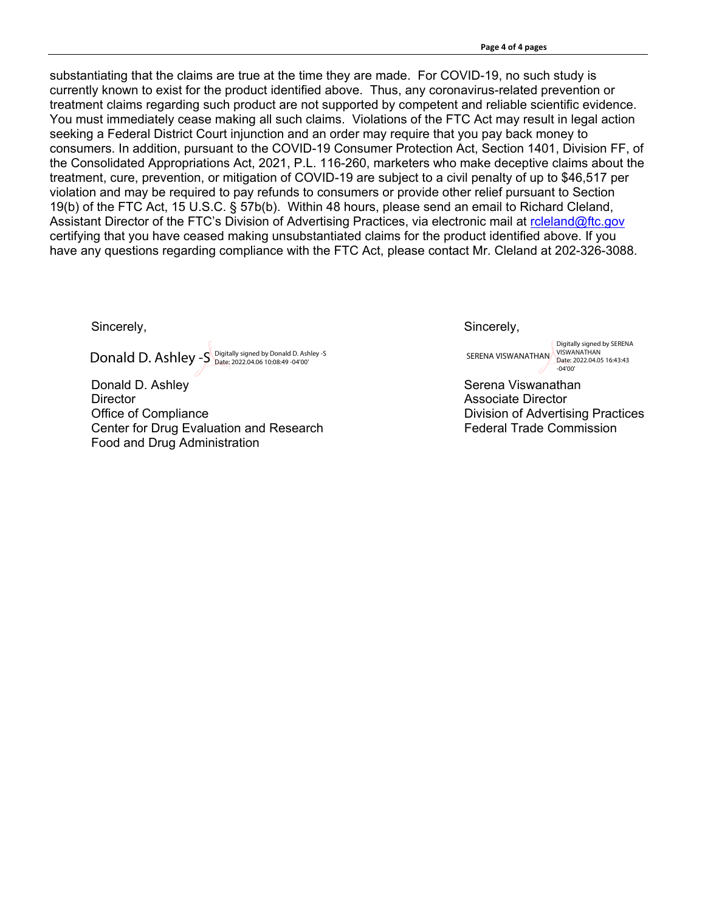substantiating that the claims are true at the time they are made. For COVID-19, no such study is currently known to exist for the product identified above. Thus, any coronavirus-related prevention or treatment claims regarding such product are not supported by competent and reliable scientific evidence. You must immediately cease making all such claims. Violations of the FTC Act may result in legal action seeking a Federal District Court injunction and an order may require that you pay back money to consumers. In addition, pursuant to the COVID-19 Consumer Protection Act, Section 1401, Division FF, of the Consolidated Appropriations Act, 2021, P.L. 116-260, marketers who make deceptive claims about the treatment, cure, prevention, or mitigation of COVID-19 are subject to a civil penalty of up to $46,517 per violation and may be required to pay refunds to consumers or provide other relief pursuant to Section 19(b) of the FTC Act, 15 U.S.C. § 57b(b). Within 48 hours, please send an email to Richard Cleland, Assistant Director of the FTC's Division of Advertising Practices, via electronic mail at rcleland@ftc.gov certifying that you have ceased making unsubstantiated claims for the product identified above. If you have any questions regarding compliance with the FTC Act, please contact Mr. Cleland at 202-326-3088.

Sincerely,

Donald D. Ashley -S  Digitally signed by Donald D. Ashley -S Date: 2022.04.06 10:08:49 -04'00'

Donald D. Ashley
Director
Office of Compliance
Center for Drug Evaluation and Research
Food and Drug Administration

Sincerely,

SERENA VISWANATHAN  Digitally signed by SERENA VISWANATHAN Date: 2022.04.05 16:43:43 -04'00'

Serena Viswanathan
Associate Director
Division of Advertising Practices
Federal Trade Commission